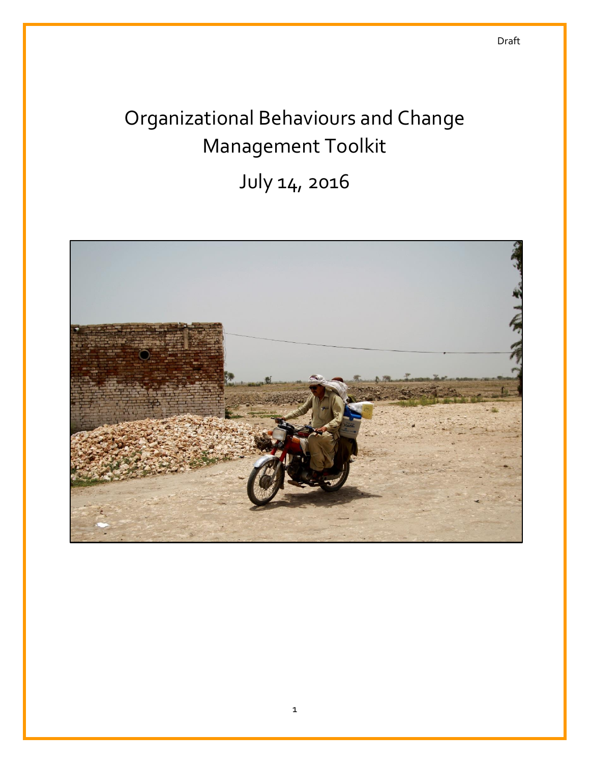Draft

# Organizational Behaviours and Change Management Toolkit

## July 14, 2016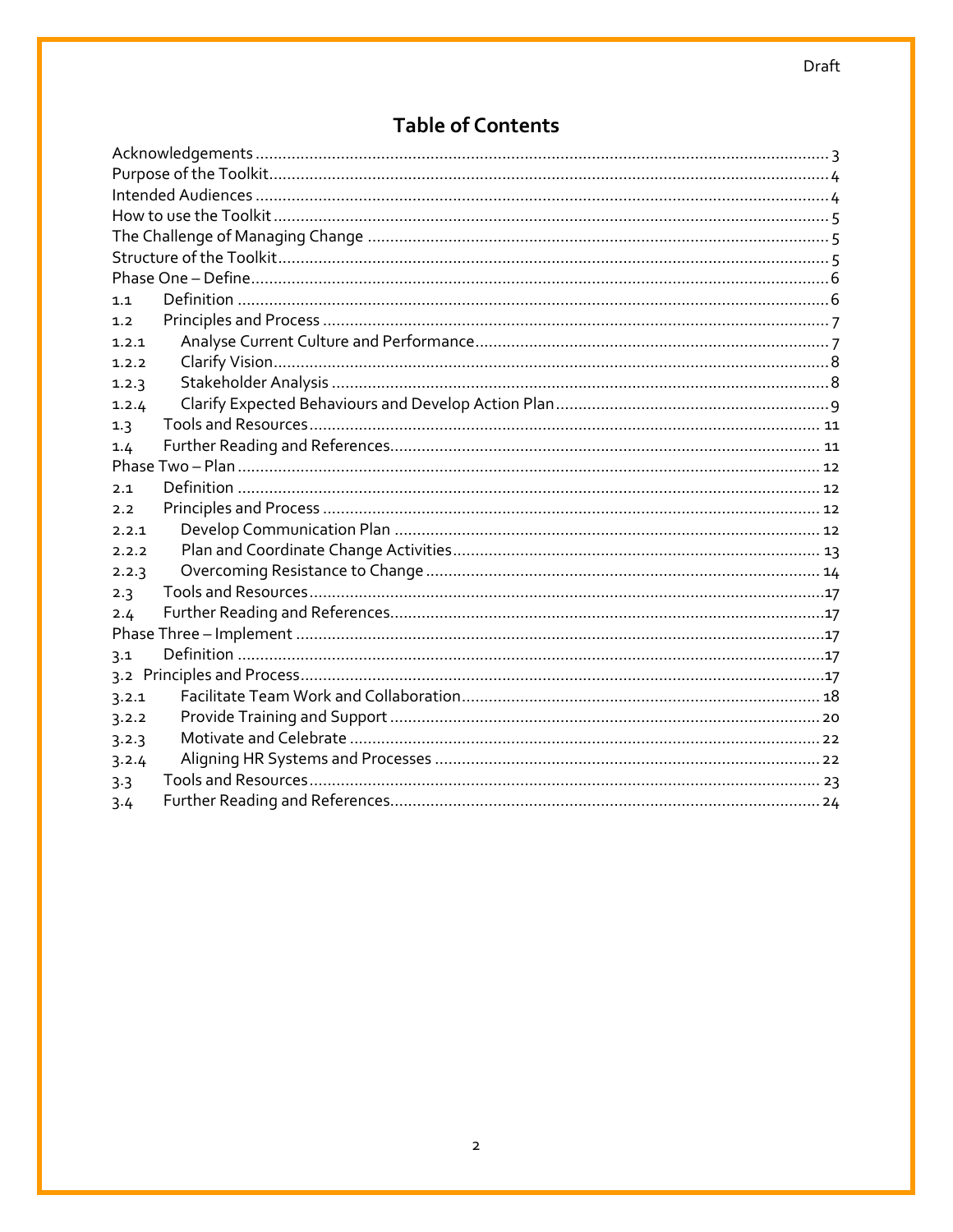Draft

# Table of Contents

Acknowledgements ............................................................ 3
Purpose of the Toolkit ............................................................ 4
Intended Audiences ............................................................ 4
How to use the Toolkit ............................................................ 5
The Challenge of Managing Change ............................................................ 5
Structure of the Toolkit ............................................................ 5
Phase One – Define ............................................................ 6
1.1 Definition ............................................................ 6
1.2 Principles and Process ............................................................ 7
1.2.1 Analyse Current Culture and Performance ............................................................ 7
1.2.2 Clarify Vision ............................................................ 8
1.2.3 Stakeholder Analysis ............................................................ 8
1.2.4 Clarify Expected Behaviours and Develop Action Plan ............................................................ 9
1.3 Tools and Resources ............................................................ 11
1.4 Further Reading and References ............................................................ 11
Phase Two – Plan ............................................................ 12
2.1 Definition ............................................................ 12
2.2 Principles and Process ............................................................ 12
2.2.1 Develop Communication Plan ............................................................ 12
2.2.2 Plan and Coordinate Change Activities ............................................................ 13
2.2.3 Overcoming Resistance to Change ............................................................ 14
2.3 Tools and Resources ............................................................ 17
2.4 Further Reading and References ............................................................ 17
Phase Three – Implement ............................................................ 17
3.1 Definition ............................................................ 17
3.2 Principles and Process ............................................................ 17
3.2.1 Facilitate Team Work and Collaboration ............................................................ 18
3.2.2 Provide Training and Support ............................................................ 20
3.2.3 Motivate and Celebrate ............................................................ 22
3.2.4 Aligning HR Systems and Processes ............................................................ 22
3.3 Tools and Resources ............................................................ 23
3.4 Further Reading and References ............................................................ 24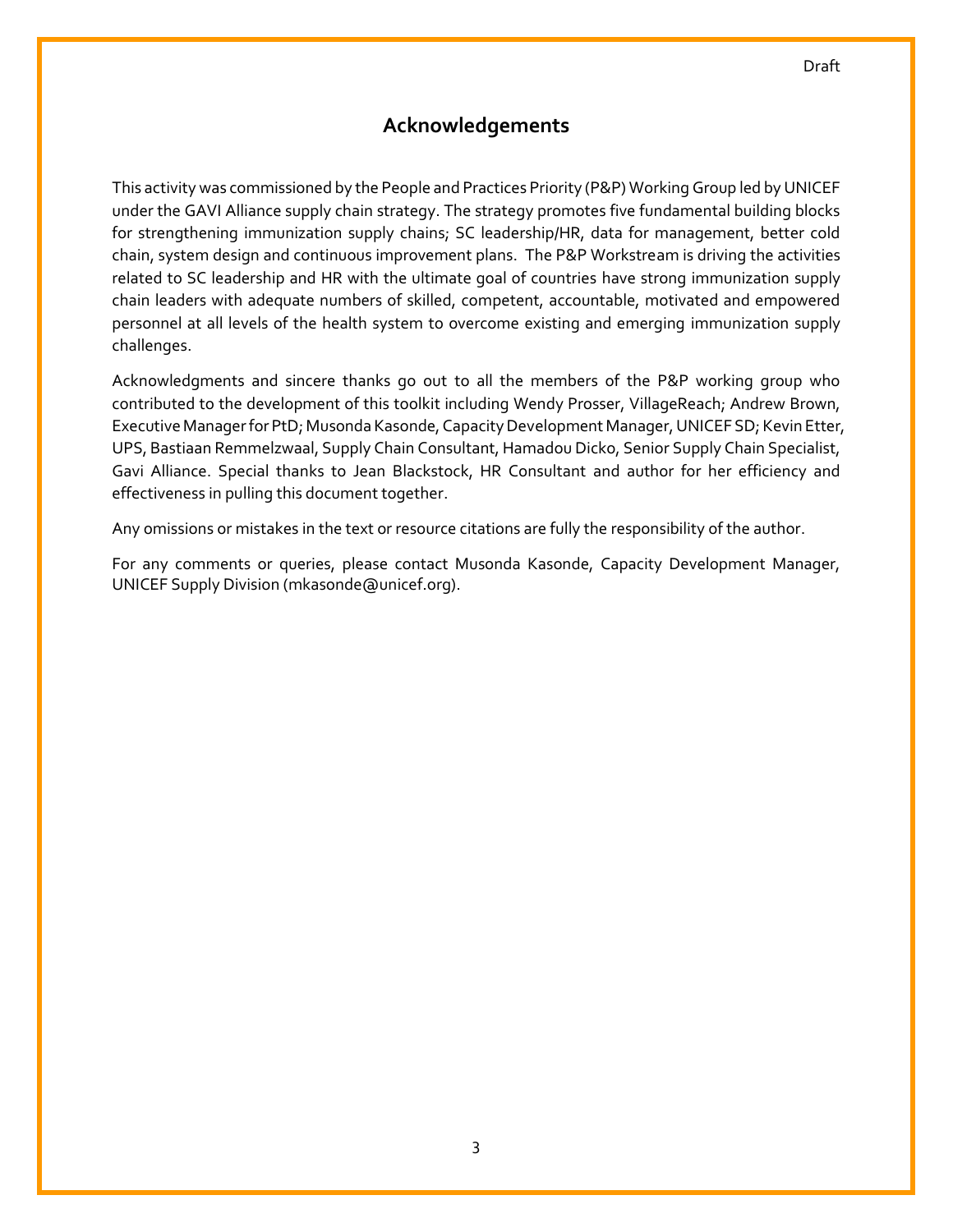# Acknowledgements

This activity was commissioned by the People and Practices Priority (P&P) Working Group led by UNICEF under the GAVI Alliance supply chain strategy. The strategy promotes five fundamental building blocks for strengthening immunization supply chains; SC leadership/HR, data for management, better cold chain, system design and continuous improvement plans. The P&P Workstream is driving the activities related to SC leadership and HR with the ultimate goal of countries have strong immunization supply chain leaders with adequate numbers of skilled, competent, accountable, motivated and empowered personnel at all levels of the health system to overcome existing and emerging immunization supply challenges.

Acknowledgments and sincere thanks go out to all the members of the P&P working group who contributed to the development of this toolkit including Wendy Prosser, VillageReach; Andrew Brown, Executive Manager for PtD; Musonda Kasonde, Capacity Development Manager, UNICEF SD; Kevin Etter, UPS, Bastiaan Remmelzwaal, Supply Chain Consultant, Hamadou Dicko, Senior Supply Chain Specialist, Gavi Alliance. Special thanks to Jean Blackstock, HR Consultant and author for her efficiency and effectiveness in pulling this document together.

Any omissions or mistakes in the text or resource citations are fully the responsibility of the author.

For any comments or queries, please contact Musonda Kasonde, Capacity Development Manager, UNICEF Supply Division (mkasonde@unicef.org).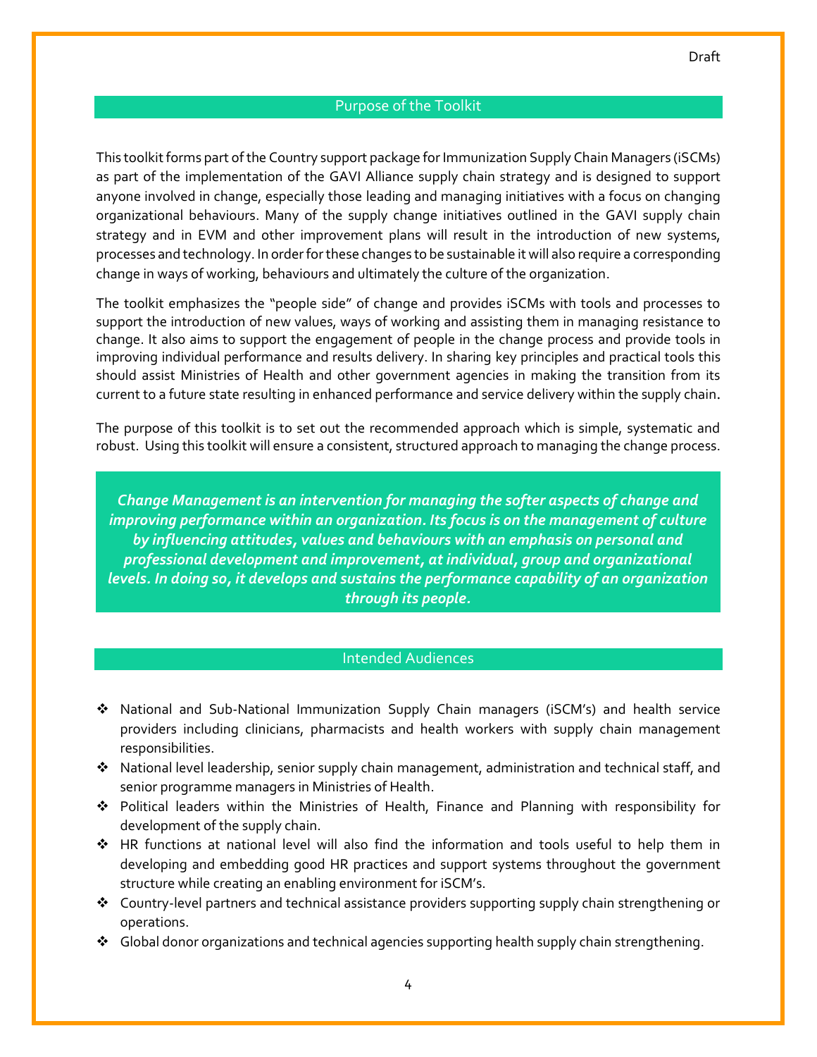Draft

## Purpose of the Toolkit

This toolkit forms part of the Country support package for Immunization Supply Chain Managers (iSCMs) as part of the implementation of the GAVI Alliance supply chain strategy and is designed to support anyone involved in change, especially those leading and managing initiatives with a focus on changing organizational behaviours. Many of the supply change initiatives outlined in the GAVI supply chain strategy and in EVM and other improvement plans will result in the introduction of new systems, processes and technology. In order for these changes to be sustainable it will also require a corresponding change in ways of working, behaviours and ultimately the culture of the organization.

The toolkit emphasizes the "people side" of change and provides iSCMs with tools and processes to support the introduction of new values, ways of working and assisting them in managing resistance to change. It also aims to support the engagement of people in the change process and provide tools in improving individual performance and results delivery. In sharing key principles and practical tools this should assist Ministries of Health and other government agencies in making the transition from its current to a future state resulting in enhanced performance and service delivery within the supply chain.

The purpose of this toolkit is to set out the recommended approach which is simple, systematic and robust. Using this toolkit will ensure a consistent, structured approach to managing the change process.

***Change Management is an intervention for managing the softer aspects of change and improving performance within an organization. Its focus is on the management of culture by influencing attitudes, values and behaviours with an emphasis on personal and professional development and improvement, at individual, group and organizational levels. In doing so, it develops and sustains the performance capability of an organization through its people.***

## Intended Audiences

- National and Sub-National Immunization Supply Chain managers (iSCM's) and health service providers including clinicians, pharmacists and health workers with supply chain management responsibilities.
- National level leadership, senior supply chain management, administration and technical staff, and senior programme managers in Ministries of Health.
- Political leaders within the Ministries of Health, Finance and Planning with responsibility for development of the supply chain.
- HR functions at national level will also find the information and tools useful to help them in developing and embedding good HR practices and support systems throughout the government structure while creating an enabling environment for iSCM's.
- Country-level partners and technical assistance providers supporting supply chain strengthening or operations.
- Global donor organizations and technical agencies supporting health supply chain strengthening.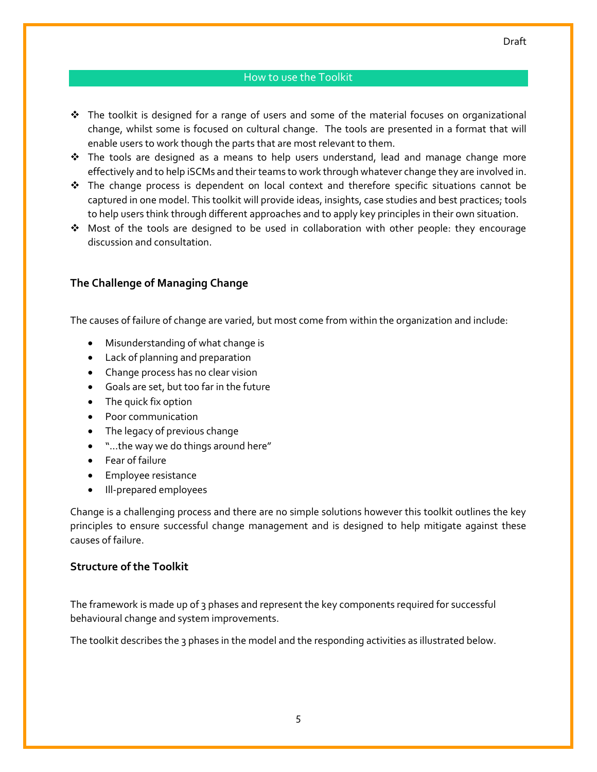Draft

## How to use the Toolkit

- The toolkit is designed for a range of users and some of the material focuses on organizational change, whilst some is focused on cultural change. The tools are presented in a format that will enable users to work though the parts that are most relevant to them.
- The tools are designed as a means to help users understand, lead and manage change more effectively and to help iSCMs and their teams to work through whatever change they are involved in.
- The change process is dependent on local context and therefore specific situations cannot be captured in one model. This toolkit will provide ideas, insights, case studies and best practices; tools to help users think through different approaches and to apply key principles in their own situation.
- Most of the tools are designed to be used in collaboration with other people: they encourage discussion and consultation.

### The Challenge of Managing Change

The causes of failure of change are varied, but most come from within the organization and include:

- Misunderstanding of what change is
- Lack of planning and preparation
- Change process has no clear vision
- Goals are set, but too far in the future
- The quick fix option
- Poor communication
- The legacy of previous change
- "…the way we do things around here"
- Fear of failure
- Employee resistance
- Ill-prepared employees

Change is a challenging process and there are no simple solutions however this toolkit outlines the key principles to ensure successful change management and is designed to help mitigate against these causes of failure.

### Structure of the Toolkit

The framework is made up of 3 phases and represent the key components required for successful behavioural change and system improvements.

The toolkit describes the 3 phases in the model and the responding activities as illustrated below.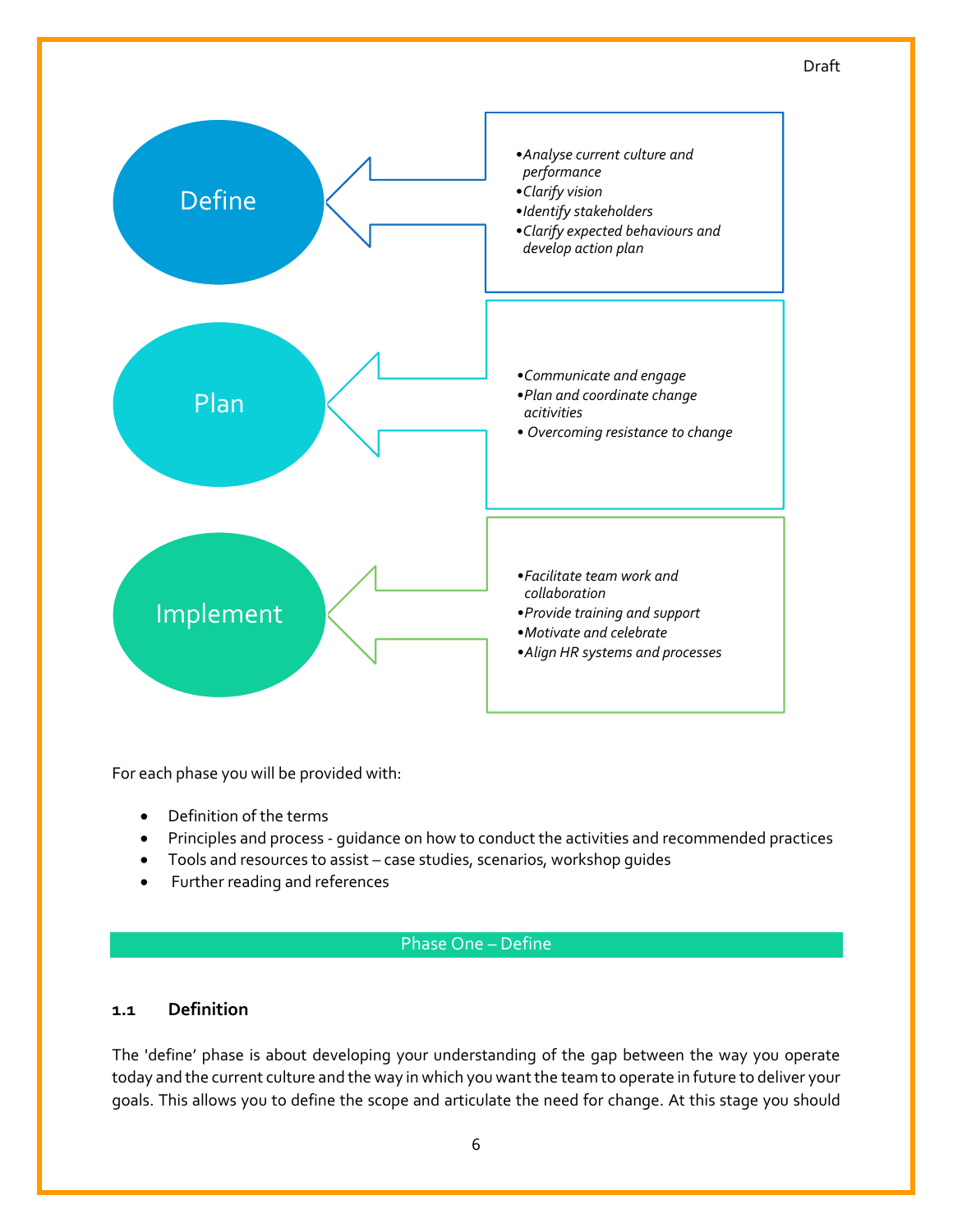**Define**

- *Analyse current culture and performance*
- *Clarify vision*
- *Identify stakeholders*
- *Clarify expected behaviours and develop action plan*

**Plan**

- *Communicate and engage*
- *Plan and coordinate change acitivities*
- *Overcoming resistance to change*

**Implement**

- *Facilitate team work and collaboration*
- *Provide training and support*
- *Motivate and celebrate*
- *Align HR systems and processes*

For each phase you will be provided with:

- Definition of the terms
- Principles and process - guidance on how to conduct the activities and recommended practices
- Tools and resources to assist – case studies, scenarios, workshop guides
- Further reading and references

## Phase One – Define

### 1.1 Definition

The 'define' phase is about developing your understanding of the gap between the way you operate today and the current culture and the way in which you want the team to operate in future to deliver your goals. This allows you to define the scope and articulate the need for change. At this stage you should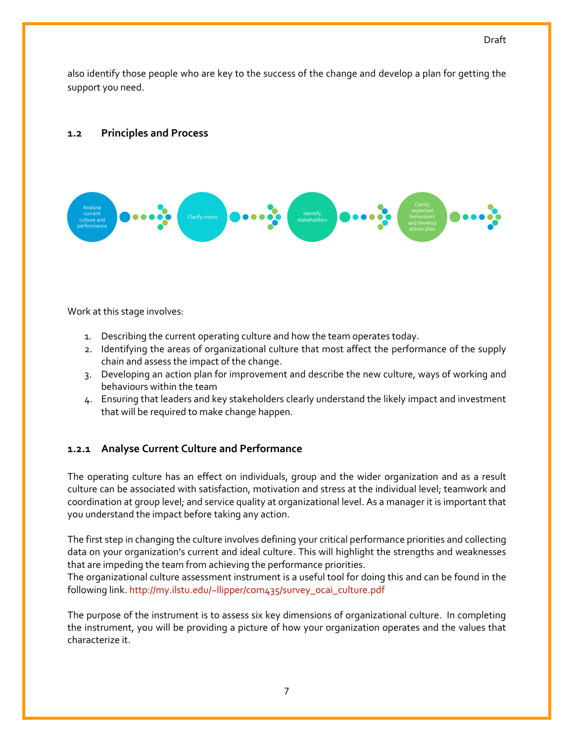also identify those people who are key to the success of the change and develop a plan for getting the support you need.

## 1.2 Principles and Process

Analyse current culture and performance → Clarify vision → Identify stakeholders → Clarify expected behaviours and develop action plan

Work at this stage involves:

1. Describing the current operating culture and how the team operates today.
2. Identifying the areas of organizational culture that most affect the performance of the supply chain and assess the impact of the change.
3. Developing an action plan for improvement and describe the new culture, ways of working and behaviours within the team
4. Ensuring that leaders and key stakeholders clearly understand the likely impact and investment that will be required to make change happen.

### 1.2.1 Analyse Current Culture and Performance

The operating culture has an effect on individuals, group and the wider organization and as a result culture can be associated with satisfaction, motivation and stress at the individual level; teamwork and coordination at group level; and service quality at organizational level. As a manager it is important that you understand the impact before taking any action.

The first step in changing the culture involves defining your critical performance priorities and collecting data on your organization's current and ideal culture. This will highlight the strengths and weaknesses that are impeding the team from achieving the performance priorities.
The organizational culture assessment instrument is a useful tool for doing this and can be found in the following link. http://my.ilstu.edu/~llipper/com435/survey_ocai_culture.pdf

The purpose of the instrument is to assess six key dimensions of organizational culture. In completing the instrument, you will be providing a picture of how your organization operates and the values that characterize it.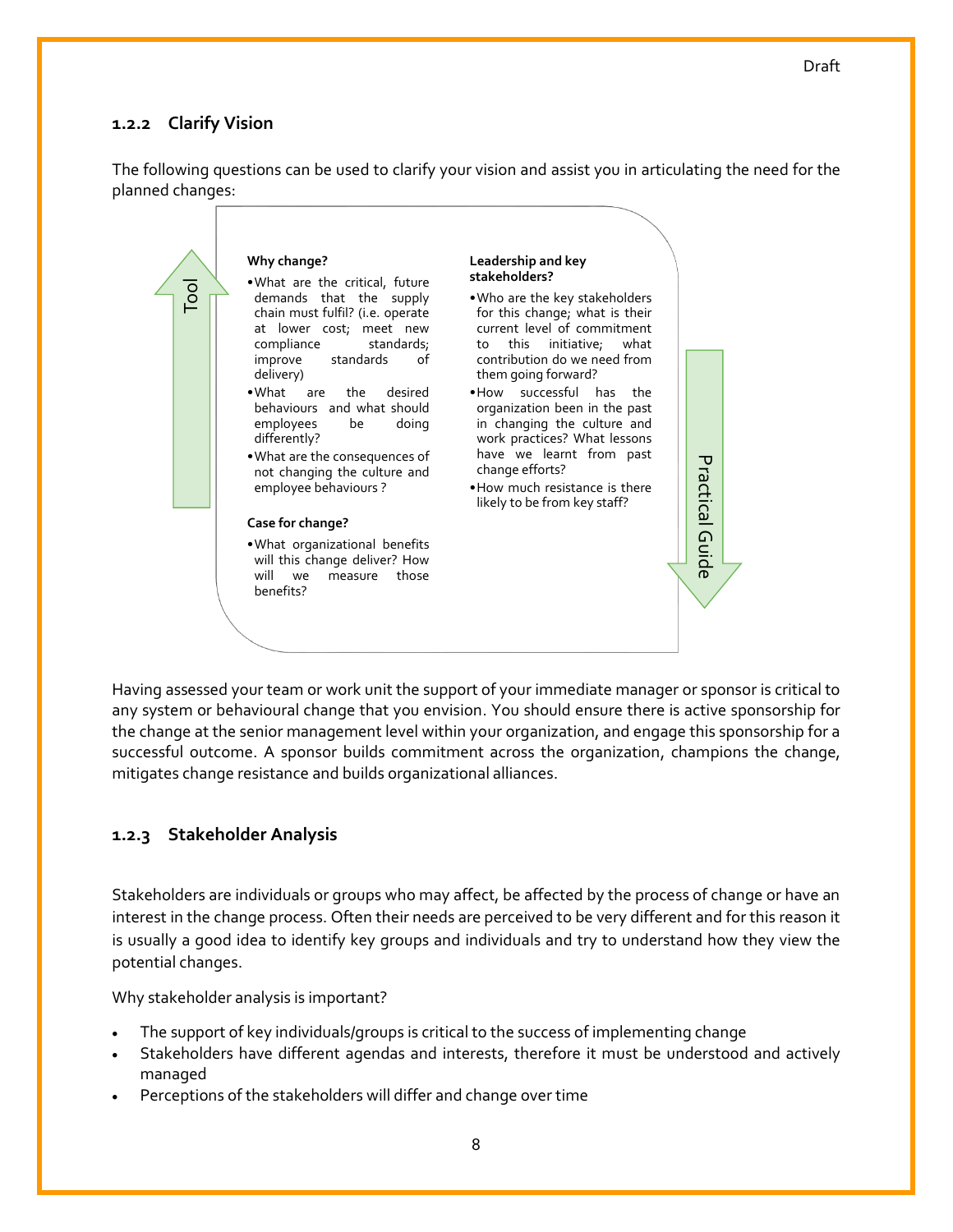### 1.2.2 Clarify Vision

The following questions can be used to clarify your vision and assist you in articulating the need for the planned changes:

Tool

**Why change?**

- What are the critical, future demands that the supply chain must fulfil? (i.e. operate at lower cost; meet new compliance standards; improve standards of delivery)
- What are the desired behaviours and what should employees be doing differently?
- What are the consequences of not changing the culture and employee behaviours ?

**Case for change?**

- What organizational benefits will this change deliver? How will we measure those benefits?

**Leadership and key stakeholders?**

- Who are the key stakeholders for this change; what is their current level of commitment to this initiative; what contribution do we need from them going forward?
- How successful has the organization been in the past in changing the culture and work practices? What lessons have we learnt from past change efforts?
- How much resistance is there likely to be from key staff?

Practical Guide

Having assessed your team or work unit the support of your immediate manager or sponsor is critical to any system or behavioural change that you envision. You should ensure there is active sponsorship for the change at the senior management level within your organization, and engage this sponsorship for a successful outcome. A sponsor builds commitment across the organization, champions the change, mitigates change resistance and builds organizational alliances.

### 1.2.3 Stakeholder Analysis

Stakeholders are individuals or groups who may affect, be affected by the process of change or have an interest in the change process. Often their needs are perceived to be very different and for this reason it is usually a good idea to identify key groups and individuals and try to understand how they view the potential changes.

Why stakeholder analysis is important?

- The support of key individuals/groups is critical to the success of implementing change
- Stakeholders have different agendas and interests, therefore it must be understood and actively managed
- Perceptions of the stakeholders will differ and change over time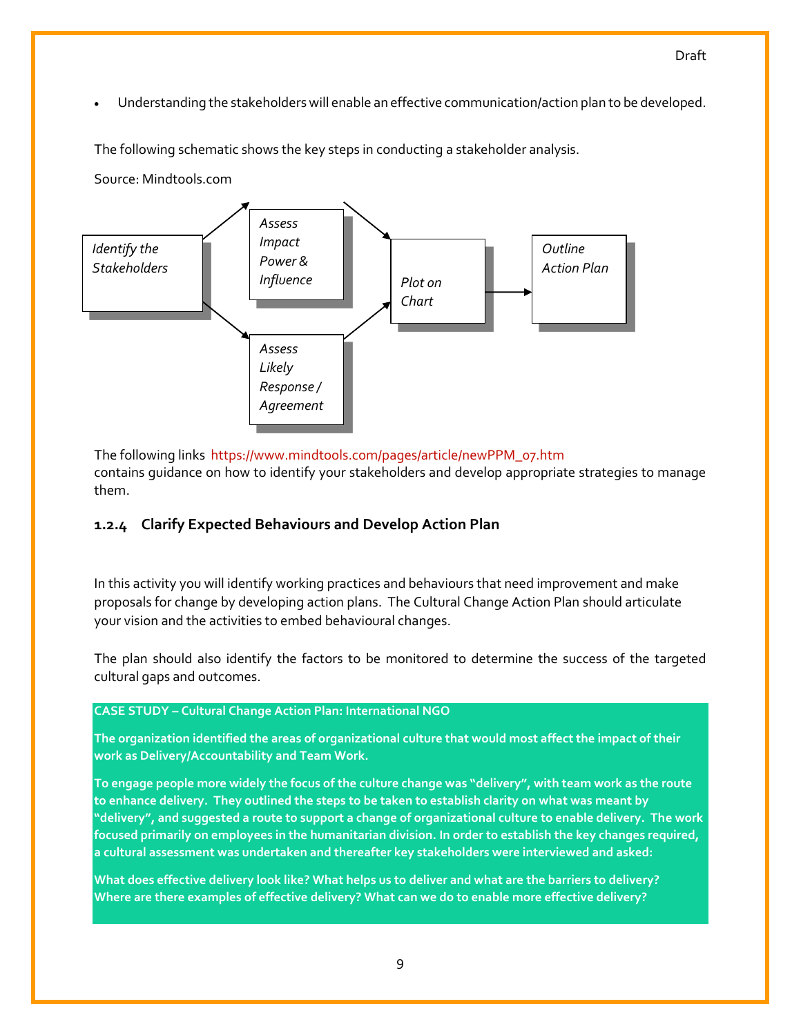- Understanding the stakeholders will enable an effective communication/action plan to be developed.

The following schematic shows the key steps in conducting a stakeholder analysis.

Source: Mindtools.com

*Identify the Stakeholders* → *Assess Impact Power & Influence* / *Assess Likely Response / Agreement* → *Plot on Chart* → *Outline Action Plan*

The following links https://www.mindtools.com/pages/article/newPPM_07.htm contains guidance on how to identify your stakeholders and develop appropriate strategies to manage them.

### 1.2.4 Clarify Expected Behaviours and Develop Action Plan

In this activity you will identify working practices and behaviours that need improvement and make proposals for change by developing action plans. The Cultural Change Action Plan should articulate your vision and the activities to embed behavioural changes.

The plan should also identify the factors to be monitored to determine the success of the targeted cultural gaps and outcomes.

**CASE STUDY – Cultural Change Action Plan: International NGO**

**The organization identified the areas of organizational culture that would most affect the impact of their work as Delivery/Accountability and Team Work.**

**To engage people more widely the focus of the culture change was "delivery", with team work as the route to enhance delivery. They outlined the steps to be taken to establish clarity on what was meant by "delivery", and suggested a route to support a change of organizational culture to enable delivery. The work focused primarily on employees in the humanitarian division. In order to establish the key changes required, a cultural assessment was undertaken and thereafter key stakeholders were interviewed and asked:**

**What does effective delivery look like? What helps us to deliver and what are the barriers to delivery? Where are there examples of effective delivery? What can we do to enable more effective delivery?**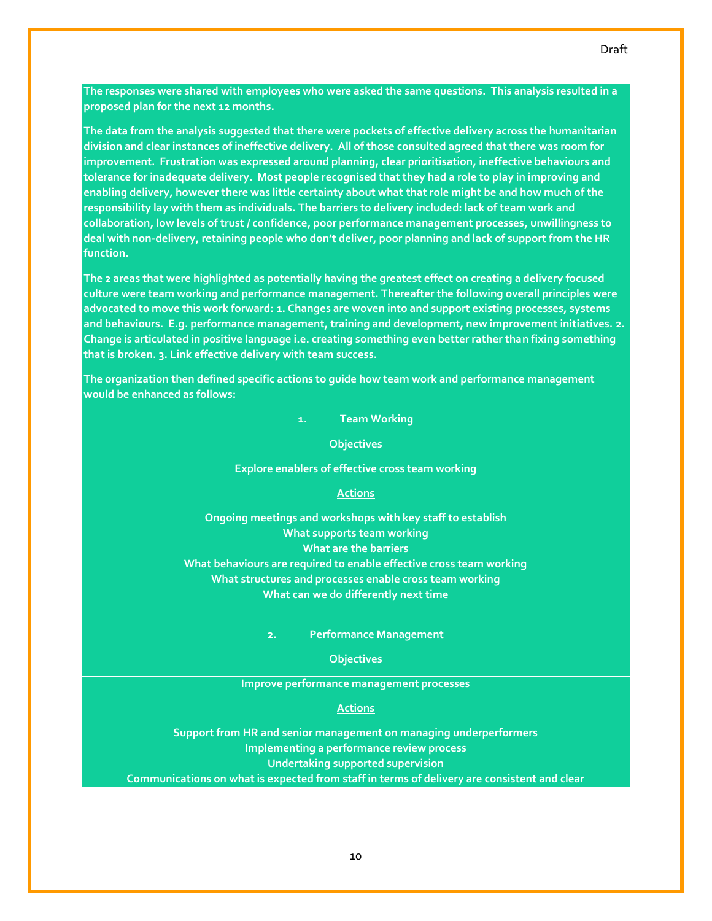**The responses were shared with employees who were asked the same questions. This analysis resulted in a proposed plan for the next 12 months.**

**The data from the analysis suggested that there were pockets of effective delivery across the humanitarian division and clear instances of ineffective delivery. All of those consulted agreed that there was room for improvement. Frustration was expressed around planning, clear prioritisation, ineffective behaviours and tolerance for inadequate delivery. Most people recognised that they had a role to play in improving and enabling delivery, however there was little certainty about what that role might be and how much of the responsibility lay with them as individuals. The barriers to delivery included: lack of team work and collaboration, low levels of trust / confidence, poor performance management processes, unwillingness to deal with non-delivery, retaining people who don't deliver, poor planning and lack of support from the HR function.**

**The 2 areas that were highlighted as potentially having the greatest effect on creating a delivery focused culture were team working and performance management. Thereafter the following overall principles were advocated to move this work forward: 1. Changes are woven into and support existing processes, systems and behaviours. E.g. performance management, training and development, new improvement initiatives. 2. Change is articulated in positive language i.e. creating something even better rather than fixing something that is broken. 3. Link effective delivery with team success.**

**The organization then defined specific actions to guide how team work and performance management would be enhanced as follows:**

**1. Team Working**

**<u>Objectives</u>**

**Explore enablers of effective cross team working**

**<u>Actions</u>**

**Ongoing meetings and workshops with key staff to establish**
**What supports team working**
**What are the barriers**
**What behaviours are required to enable effective cross team working**
**What structures and processes enable cross team working**
**What can we do differently next time**

**2. Performance Management**

**<u>Objectives</u>**

**Improve performance management processes**

**<u>Actions</u>**

**Support from HR and senior management on managing underperformers**
**Implementing a performance review process**
**Undertaking supported supervision**
**Communications on what is expected from staff in terms of delivery are consistent and clear**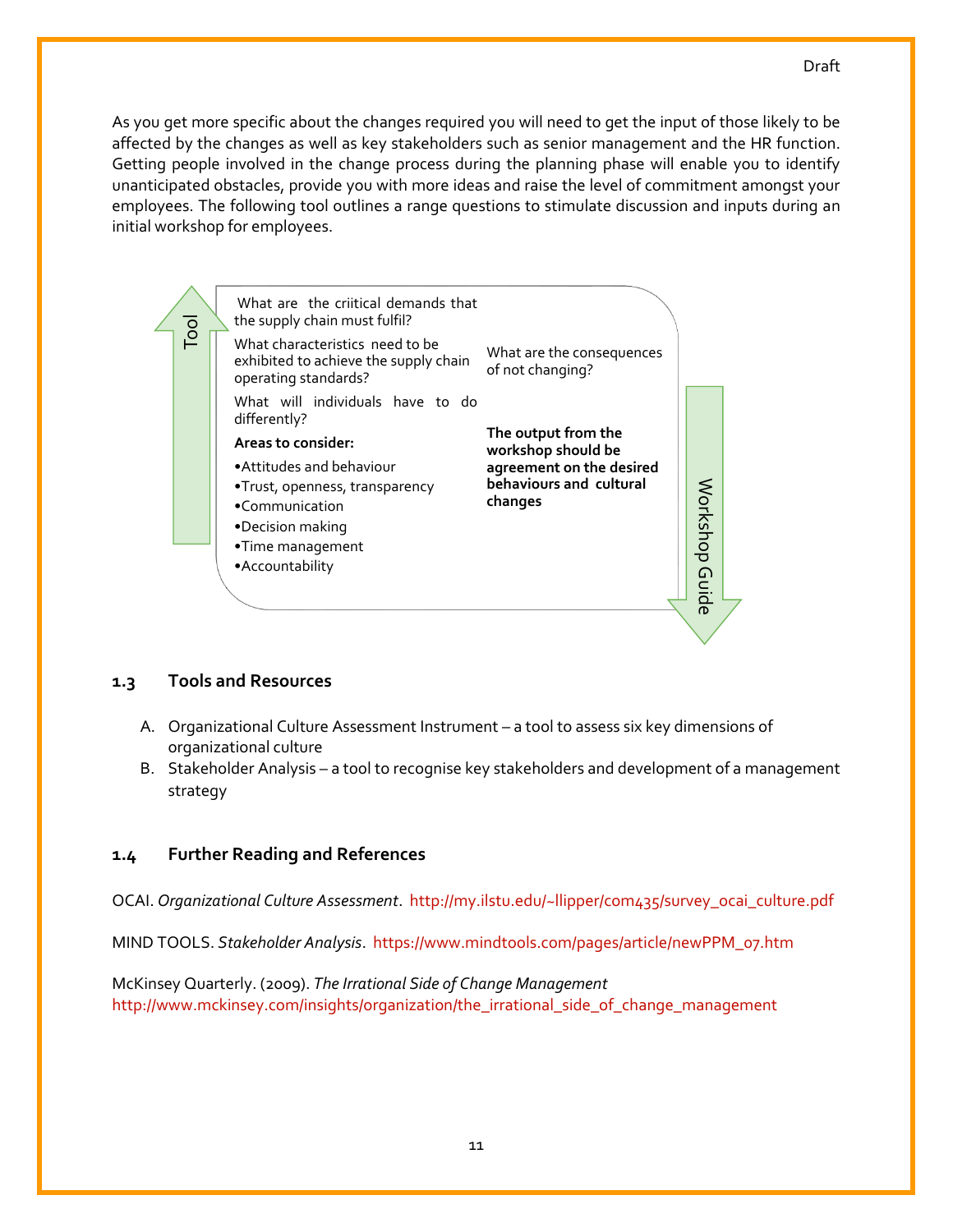As you get more specific about the changes required you will need to get the input of those likely to be affected by the changes as well as key stakeholders such as senior management and the HR function. Getting people involved in the change process during the planning phase will enable you to identify unanticipated obstacles, provide you with more ideas and raise the level of commitment amongst your employees. The following tool outlines a range questions to stimulate discussion and inputs during an initial workshop for employees.

Tool

What are the criitical demands that the supply chain must fulfil?

What characteristics need to be exhibited to achieve the supply chain operating standards?

What will individuals have to do differently?

**Areas to consider:**

- Attitudes and behaviour
- Trust, openness, transparency
- Communication
- Decision making
- Time management
- Accountability

What are the consequences of not changing?

**The output from the workshop should be agreement on the desired behaviours and cultural changes**

Workshop Guide

## 1.3 Tools and Resources

A. Organizational Culture Assessment Instrument – a tool to assess six key dimensions of organizational culture
B. Stakeholder Analysis – a tool to recognise key stakeholders and development of a management strategy

## 1.4 Further Reading and References

OCAI. *Organizational Culture Assessment*. http://my.ilstu.edu/~llipper/com435/survey_ocai_culture.pdf

MIND TOOLS. *Stakeholder Analysis*. https://www.mindtools.com/pages/article/newPPM_07.htm

McKinsey Quarterly. (2009). *The Irrational Side of Change Management*
http://www.mckinsey.com/insights/organization/the_irrational_side_of_change_management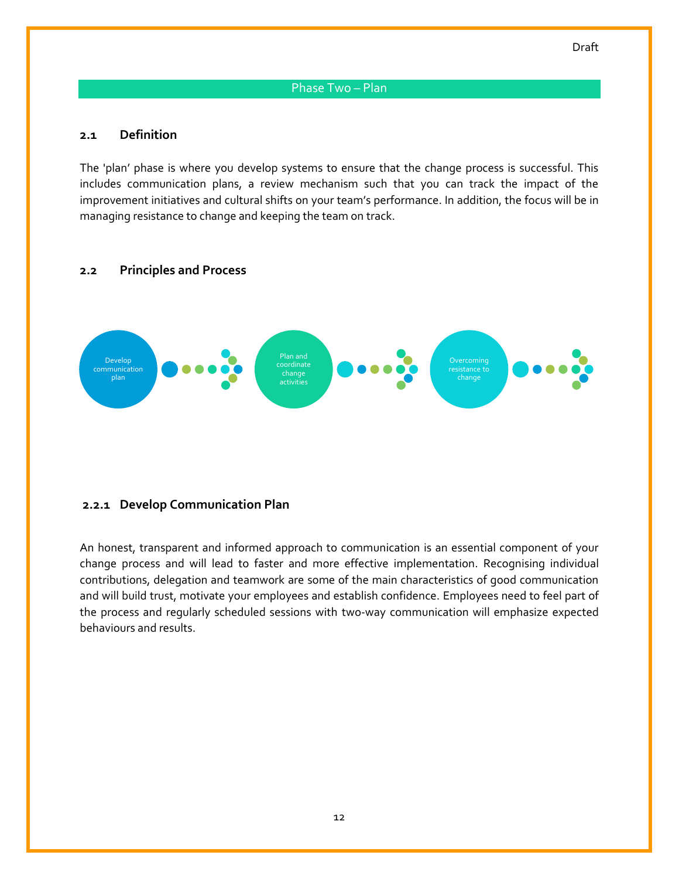Draft

# Phase Two – Plan

## 2.1 Definition

The 'plan' phase is where you develop systems to ensure that the change process is successful. This includes communication plans, a review mechanism such that you can track the impact of the improvement initiatives and cultural shifts on your team's performance. In addition, the focus will be in managing resistance to change and keeping the team on track.

## 2.2 Principles and Process

Develop communication plan → Plan and coordinate change activities → Overcoming resistance to change

### 2.2.1 Develop Communication Plan

An honest, transparent and informed approach to communication is an essential component of your change process and will lead to faster and more effective implementation. Recognising individual contributions, delegation and teamwork are some of the main characteristics of good communication and will build trust, motivate your employees and establish confidence. Employees need to feel part of the process and regularly scheduled sessions with two-way communication will emphasize expected behaviours and results.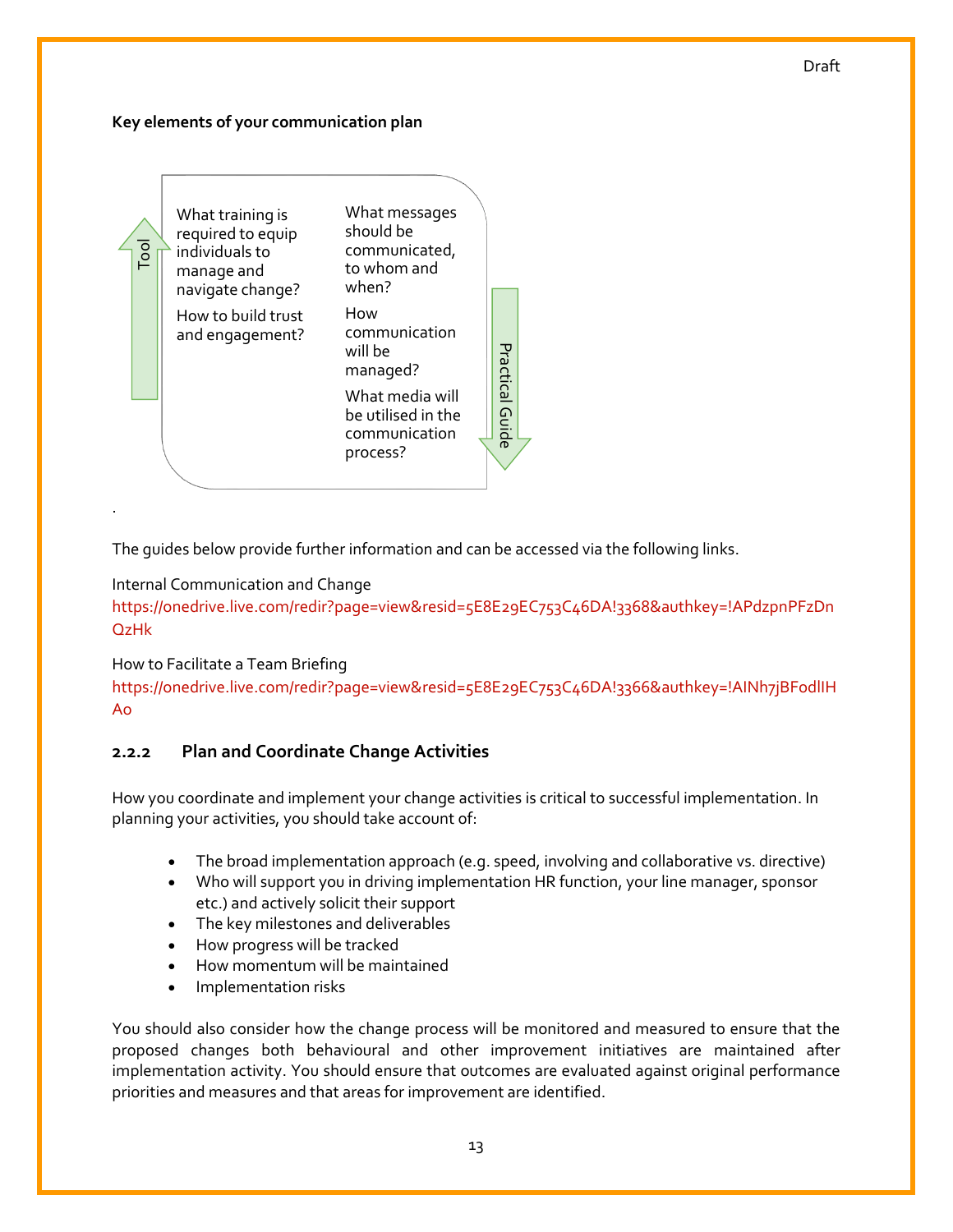Draft

**Key elements of your communication plan**

Tool

What training is required to equip individuals to manage and navigate change?

How to build trust and engagement?

What messages should be communicated, to whom and when?

How communication will be managed?

What media will be utilised in the communication process?

Practical Guide

.

The guides below provide further information and can be accessed via the following links.

Internal Communication and Change
https://onedrive.live.com/redir?page=view&resid=5E8E29EC753C46DA!3368&authkey=!APdzpnPFzDnQzHk

How to Facilitate a Team Briefing
https://onedrive.live.com/redir?page=view&resid=5E8E29EC753C46DA!3366&authkey=!AINh7jBFodlIHAo

### 2.2.2 Plan and Coordinate Change Activities

How you coordinate and implement your change activities is critical to successful implementation. In planning your activities, you should take account of:

- The broad implementation approach (e.g. speed, involving and collaborative vs. directive)
- Who will support you in driving implementation HR function, your line manager, sponsor etc.) and actively solicit their support
- The key milestones and deliverables
- How progress will be tracked
- How momentum will be maintained
- Implementation risks

You should also consider how the change process will be monitored and measured to ensure that the proposed changes both behavioural and other improvement initiatives are maintained after implementation activity. You should ensure that outcomes are evaluated against original performance priorities and measures and that areas for improvement are identified.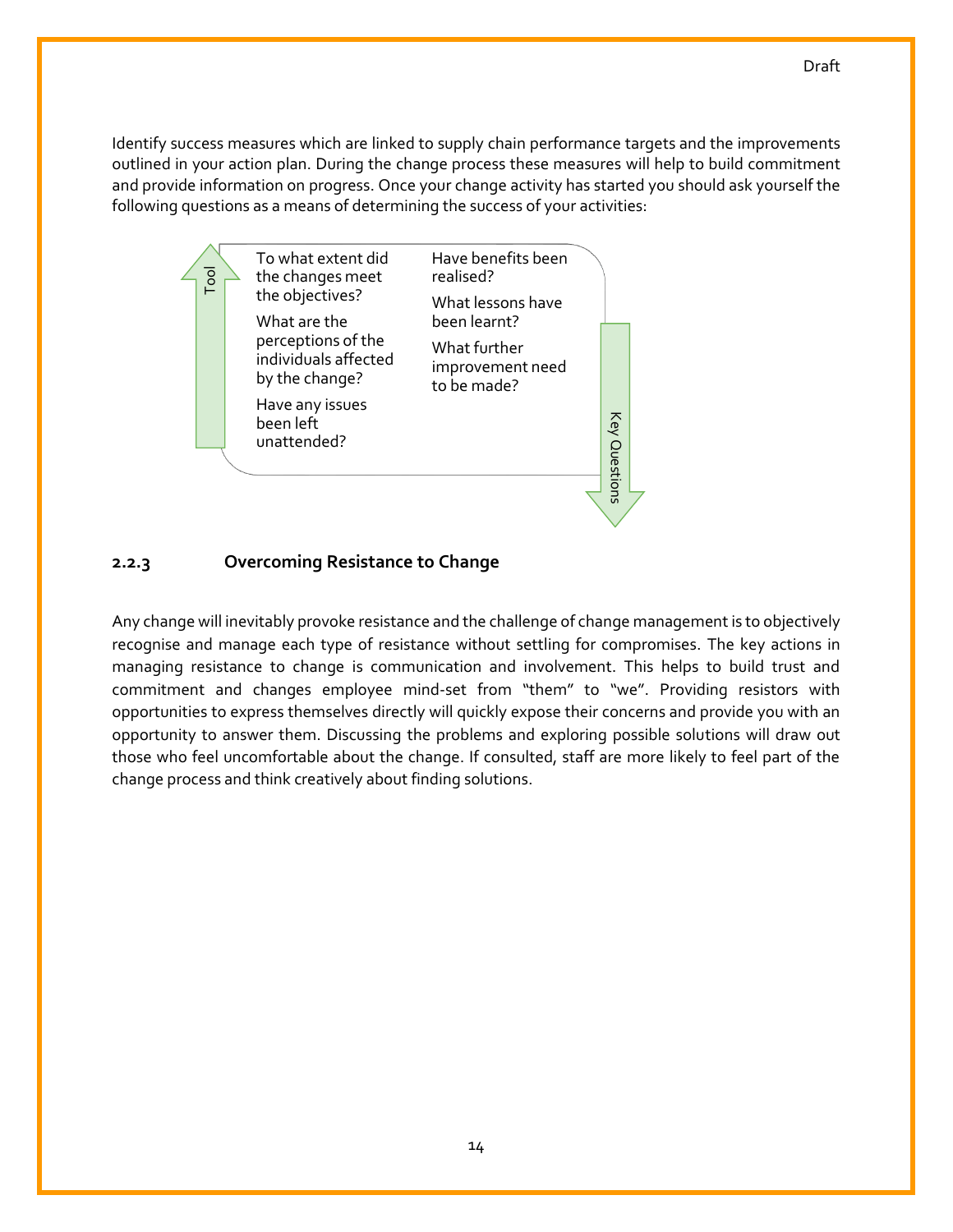Identify success measures which are linked to supply chain performance targets and the improvements outlined in your action plan. During the change process these measures will help to build commitment and provide information on progress. Once your change activity has started you should ask yourself the following questions as a means of determining the success of your activities:

**Tool** — **Key Questions**

- To what extent did the changes meet the objectives?
- What are the perceptions of the individuals affected by the change?
- Have any issues been left unattended?
- Have benefits been realised?
- What lessons have been learnt?
- What further improvement need to be made?

### 2.2.3 Overcoming Resistance to Change

Any change will inevitably provoke resistance and the challenge of change management is to objectively recognise and manage each type of resistance without settling for compromises. The key actions in managing resistance to change is communication and involvement. This helps to build trust and commitment and changes employee mind-set from "them" to "we". Providing resistors with opportunities to express themselves directly will quickly expose their concerns and provide you with an opportunity to answer them. Discussing the problems and exploring possible solutions will draw out those who feel uncomfortable about the change. If consulted, staff are more likely to feel part of the change process and think creatively about finding solutions.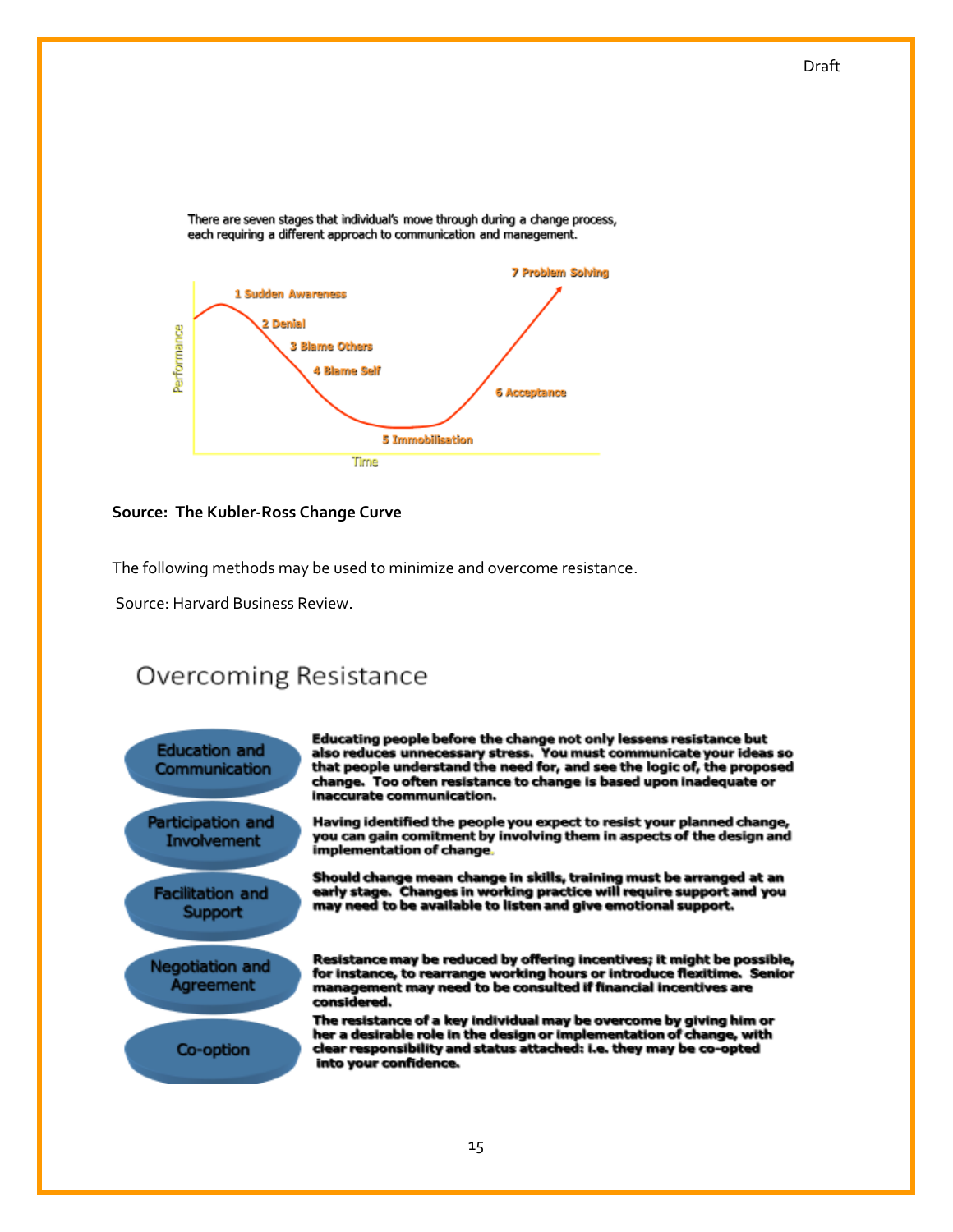There are seven stages that individual's move through during a change process, each requiring a different approach to communication and management.

1 Sudden Awareness
2 Denial
3 Blame Others
4 Blame Self
5 Immobilisation
6 Acceptance
7 Problem Solving

Performance

Time

**Source: The Kubler-Ross Change Curve**

The following methods may be used to minimize and overcome resistance.

Source: Harvard Business Review.

## Overcoming Resistance

| | |
|---|---|
| Education and Communication | Educating people before the change not only lessens resistance but also reduces unnecessary stress. You must communicate your ideas so that people understand the need for, and see the logic of, the proposed change. Too often resistance to change is based upon inadequate or inaccurate communication. |
| Participation and Involvement | Having identified the people you expect to resist your planned change, you can gain comitment by involving them in aspects of the design and implementation of change. |
| Facilitation and Support | Should change mean change in skills, training must be arranged at an early stage. Changes in working practice will require support and you may need to be available to listen and give emotional support. |
| Negotiation and Agreement | Resistance may be reduced by offering incentives; it might be possible, for instance, to rearrange working hours or introduce flexitime. Senior management may need to be consulted if financial incentives are considered. |
| Co-option | The resistance of a key individual may be overcome by giving him or her a desirable role in the design or implementation of change, with clear responsibility and status attached: i.e. they may be co-opted into your confidence. |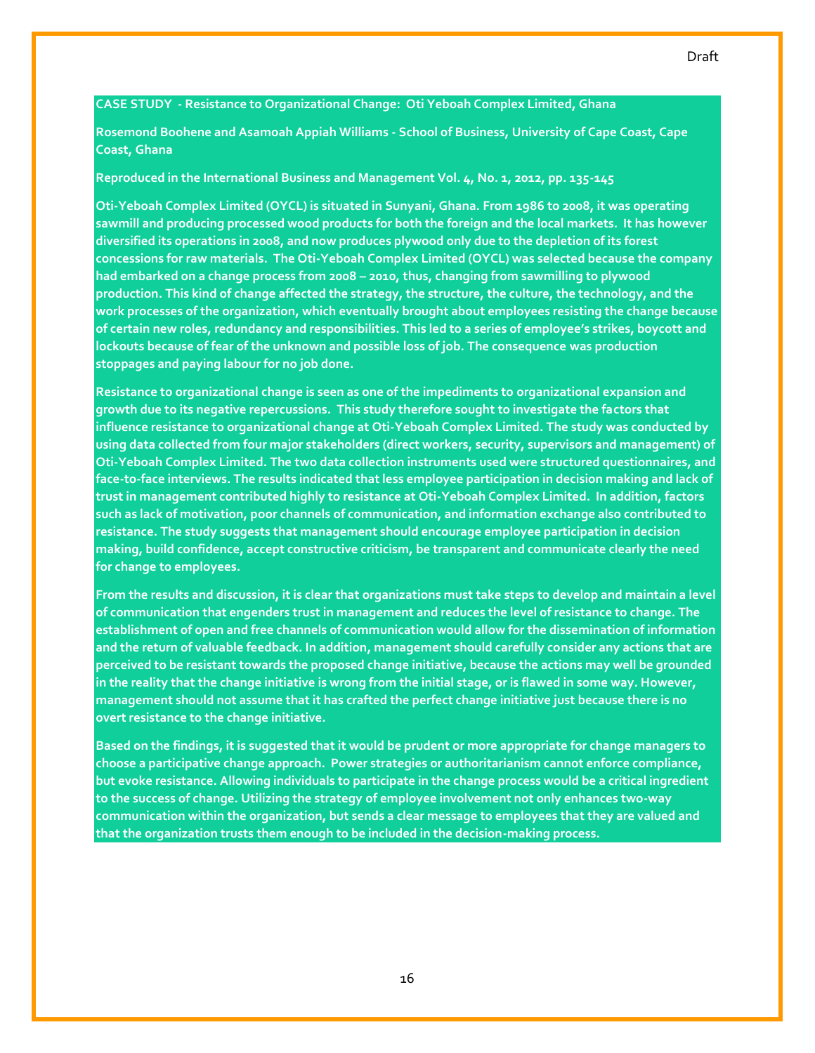**CASE STUDY - Resistance to Organizational Change: Oti Yeboah Complex Limited, Ghana**

**Rosemond Boohene and Asamoah Appiah Williams - School of Business, University of Cape Coast, Cape Coast, Ghana**

**Reproduced in the International Business and Management Vol. 4, No. 1, 2012, pp. 135-145**

**Oti-Yeboah Complex Limited (OYCL) is situated in Sunyani, Ghana. From 1986 to 2008, it was operating sawmill and producing processed wood products for both the foreign and the local markets. It has however diversified its operations in 2008, and now produces plywood only due to the depletion of its forest concessions for raw materials. The Oti-Yeboah Complex Limited (OYCL) was selected because the company had embarked on a change process from 2008 – 2010, thus, changing from sawmilling to plywood production. This kind of change affected the strategy, the structure, the culture, the technology, and the work processes of the organization, which eventually brought about employees resisting the change because of certain new roles, redundancy and responsibilities. This led to a series of employee's strikes, boycott and lockouts because of fear of the unknown and possible loss of job. The consequence was production stoppages and paying labour for no job done.**

**Resistance to organizational change is seen as one of the impediments to organizational expansion and growth due to its negative repercussions. This study therefore sought to investigate the factors that influence resistance to organizational change at Oti-Yeboah Complex Limited. The study was conducted by using data collected from four major stakeholders (direct workers, security, supervisors and management) of Oti-Yeboah Complex Limited. The two data collection instruments used were structured questionnaires, and face-to-face interviews. The results indicated that less employee participation in decision making and lack of trust in management contributed highly to resistance at Oti-Yeboah Complex Limited. In addition, factors such as lack of motivation, poor channels of communication, and information exchange also contributed to resistance. The study suggests that management should encourage employee participation in decision making, build confidence, accept constructive criticism, be transparent and communicate clearly the need for change to employees.**

**From the results and discussion, it is clear that organizations must take steps to develop and maintain a level of communication that engenders trust in management and reduces the level of resistance to change. The establishment of open and free channels of communication would allow for the dissemination of information and the return of valuable feedback. In addition, management should carefully consider any actions that are perceived to be resistant towards the proposed change initiative, because the actions may well be grounded in the reality that the change initiative is wrong from the initial stage, or is flawed in some way. However, management should not assume that it has crafted the perfect change initiative just because there is no overt resistance to the change initiative.**

**Based on the findings, it is suggested that it would be prudent or more appropriate for change managers to choose a participative change approach. Power strategies or authoritarianism cannot enforce compliance, but evoke resistance. Allowing individuals to participate in the change process would be a critical ingredient to the success of change. Utilizing the strategy of employee involvement not only enhances two-way communication within the organization, but sends a clear message to employees that they are valued and that the organization trusts them enough to be included in the decision-making process.**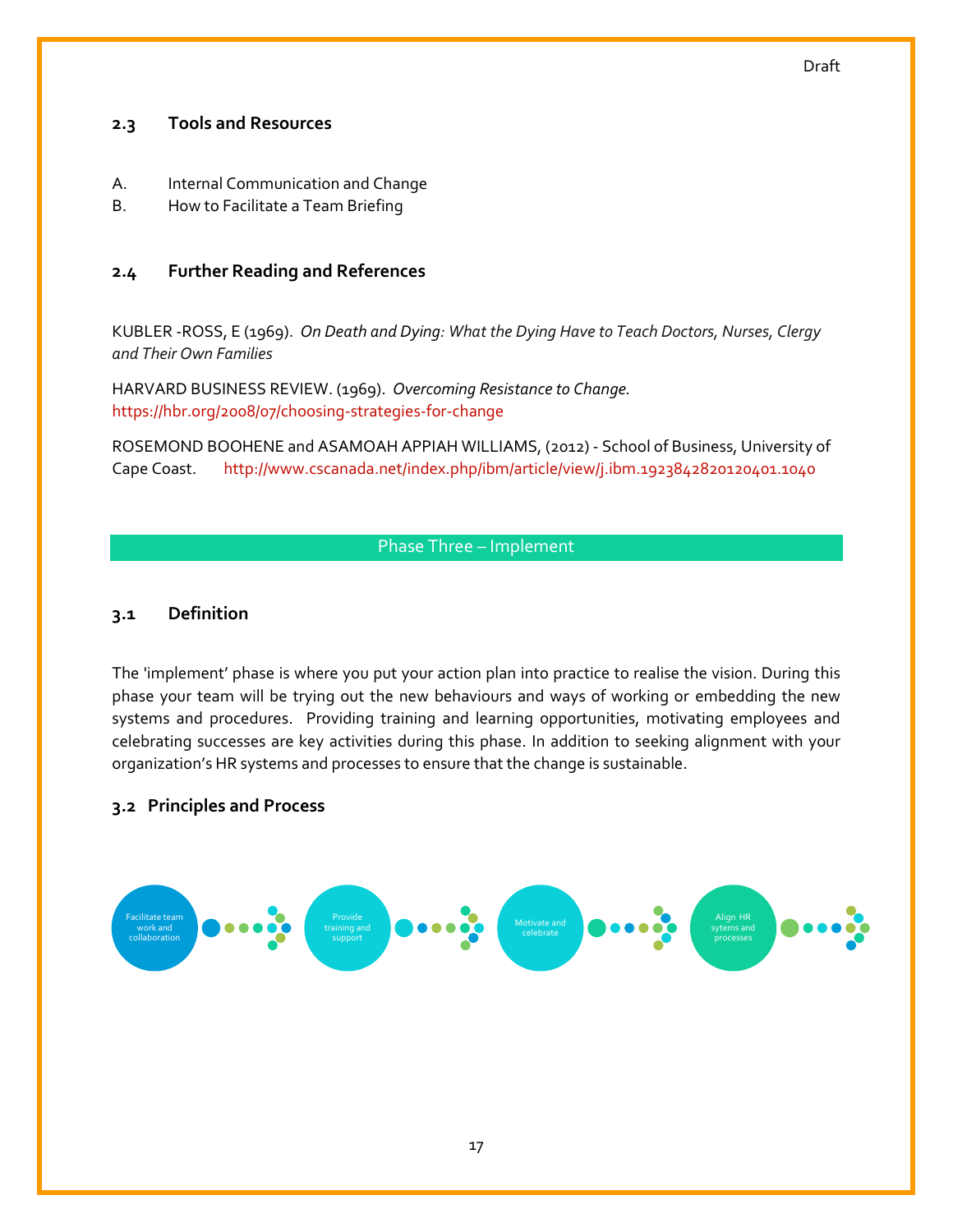### 2.3 Tools and Resources

A. Internal Communication and Change
B. How to Facilitate a Team Briefing

### 2.4 Further Reading and References

KUBLER -ROSS, E (1969). *On Death and Dying: What the Dying Have to Teach Doctors, Nurses, Clergy and Their Own Families*

HARVARD BUSINESS REVIEW. (1969). *Overcoming Resistance to Change.* https://hbr.org/2008/07/choosing-strategies-for-change

ROSEMOND BOOHENE and ASAMOAH APPIAH WILLIAMS, (2012) - School of Business, University of Cape Coast. http://www.cscanada.net/index.php/ibm/article/view/j.ibm.1923842820120401.1040

## Phase Three – Implement

### 3.1 Definition

The 'implement' phase is where you put your action plan into practice to realise the vision. During this phase your team will be trying out the new behaviours and ways of working or embedding the new systems and procedures. Providing training and learning opportunities, motivating employees and celebrating successes are key activities during this phase. In addition to seeking alignment with your organization's HR systems and processes to ensure that the change is sustainable.

### 3.2 Principles and Process

Facilitate team work and collaboration → Provide training and support → Motivate and celebrate → Align HR sytems and processes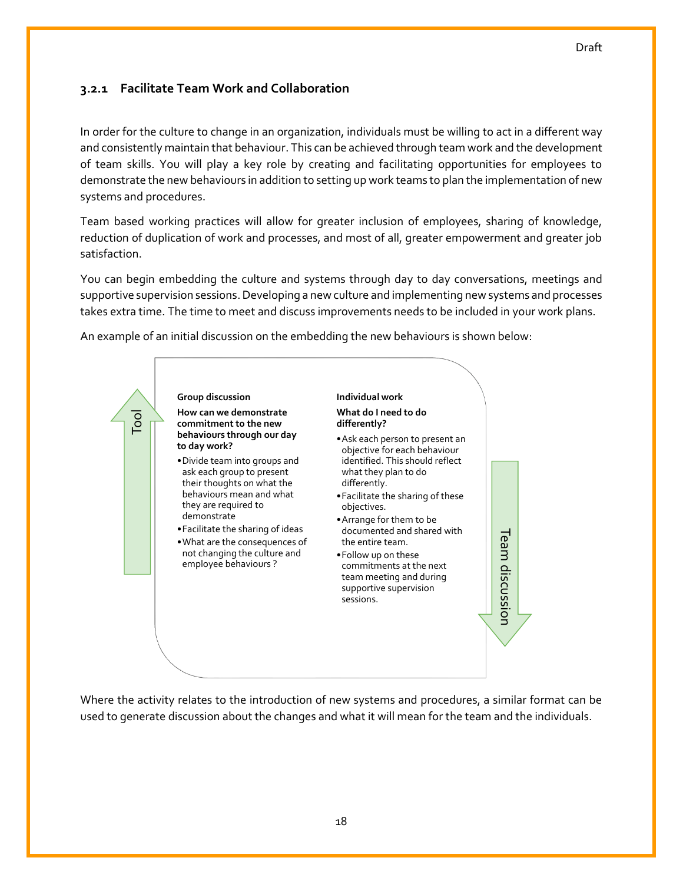### 3.2.1 Facilitate Team Work and Collaboration

In order for the culture to change in an organization, individuals must be willing to act in a different way and consistently maintain that behaviour. This can be achieved through team work and the development of team skills. You will play a key role by creating and facilitating opportunities for employees to demonstrate the new behaviours in addition to setting up work teams to plan the implementation of new systems and procedures.

Team based working practices will allow for greater inclusion of employees, sharing of knowledge, reduction of duplication of work and processes, and most of all, greater empowerment and greater job satisfaction.

You can begin embedding the culture and systems through day to day conversations, meetings and supportive supervision sessions. Developing a new culture and implementing new systems and processes takes extra time. The time to meet and discuss improvements needs to be included in your work plans.

An example of an initial discussion on the embedding the new behaviours is shown below:

Tool

**Group discussion**

**How can we demonstrate commitment to the new behaviours through our day to day work?**

- Divide team into groups and ask each group to present their thoughts on what the behaviours mean and what they are required to demonstrate
- Facilitate the sharing of ideas
- What are the consequences of not changing the culture and employee behaviours ?

**Individual work**

**What do I need to do differently?**

- Ask each person to present an objective for each behaviour identified. This should reflect what they plan to do differently.
- Facilitate the sharing of these objectives.
- Arrange for them to be documented and shared with the entire team.
- Follow up on these commitments at the next team meeting and during supportive supervision sessions.

Team discussion

Where the activity relates to the introduction of new systems and procedures, a similar format can be used to generate discussion about the changes and what it will mean for the team and the individuals.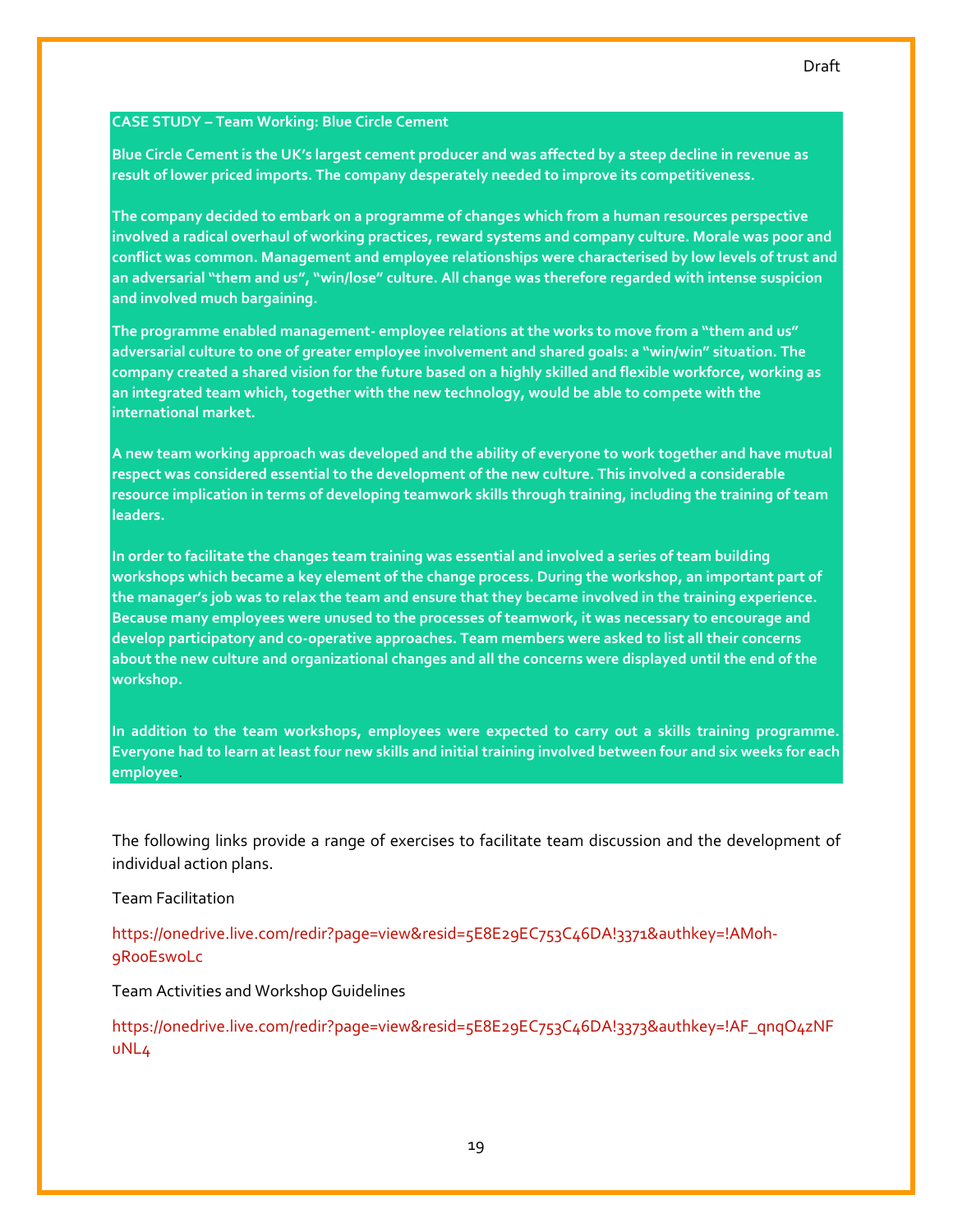**CASE STUDY – Team Working: Blue Circle Cement**

**Blue Circle Cement is the UK's largest cement producer and was affected by a steep decline in revenue as result of lower priced imports. The company desperately needed to improve its competitiveness.**

**The company decided to embark on a programme of changes which from a human resources perspective involved a radical overhaul of working practices, reward systems and company culture. Morale was poor and conflict was common. Management and employee relationships were characterised by low levels of trust and an adversarial "them and us", "win/lose" culture. All change was therefore regarded with intense suspicion and involved much bargaining.**

**The programme enabled management- employee relations at the works to move from a "them and us" adversarial culture to one of greater employee involvement and shared goals: a "win/win" situation. The company created a shared vision for the future based on a highly skilled and flexible workforce, working as an integrated team which, together with the new technology, would be able to compete with the international market.**

**A new team working approach was developed and the ability of everyone to work together and have mutual respect was considered essential to the development of the new culture. This involved a considerable resource implication in terms of developing teamwork skills through training, including the training of team leaders.**

**In order to facilitate the changes team training was essential and involved a series of team building workshops which became a key element of the change process. During the workshop, an important part of the manager's job was to relax the team and ensure that they became involved in the training experience. Because many employees were unused to the processes of teamwork, it was necessary to encourage and develop participatory and co-operative approaches. Team members were asked to list all their concerns about the new culture and organizational changes and all the concerns were displayed until the end of the workshop.**

**In addition to the team workshops, employees were expected to carry out a skills training programme. Everyone had to learn at least four new skills and initial training involved between four and six weeks for each employee.**

The following links provide a range of exercises to facilitate team discussion and the development of individual action plans.

Team Facilitation

https://onedrive.live.com/redir?page=view&resid=5E8E29EC753C46DA!3371&authkey=!AMoh-9RooEswoLc

Team Activities and Workshop Guidelines

https://onedrive.live.com/redir?page=view&resid=5E8E29EC753C46DA!3373&authkey=!AF_qnqO4zNFuNL4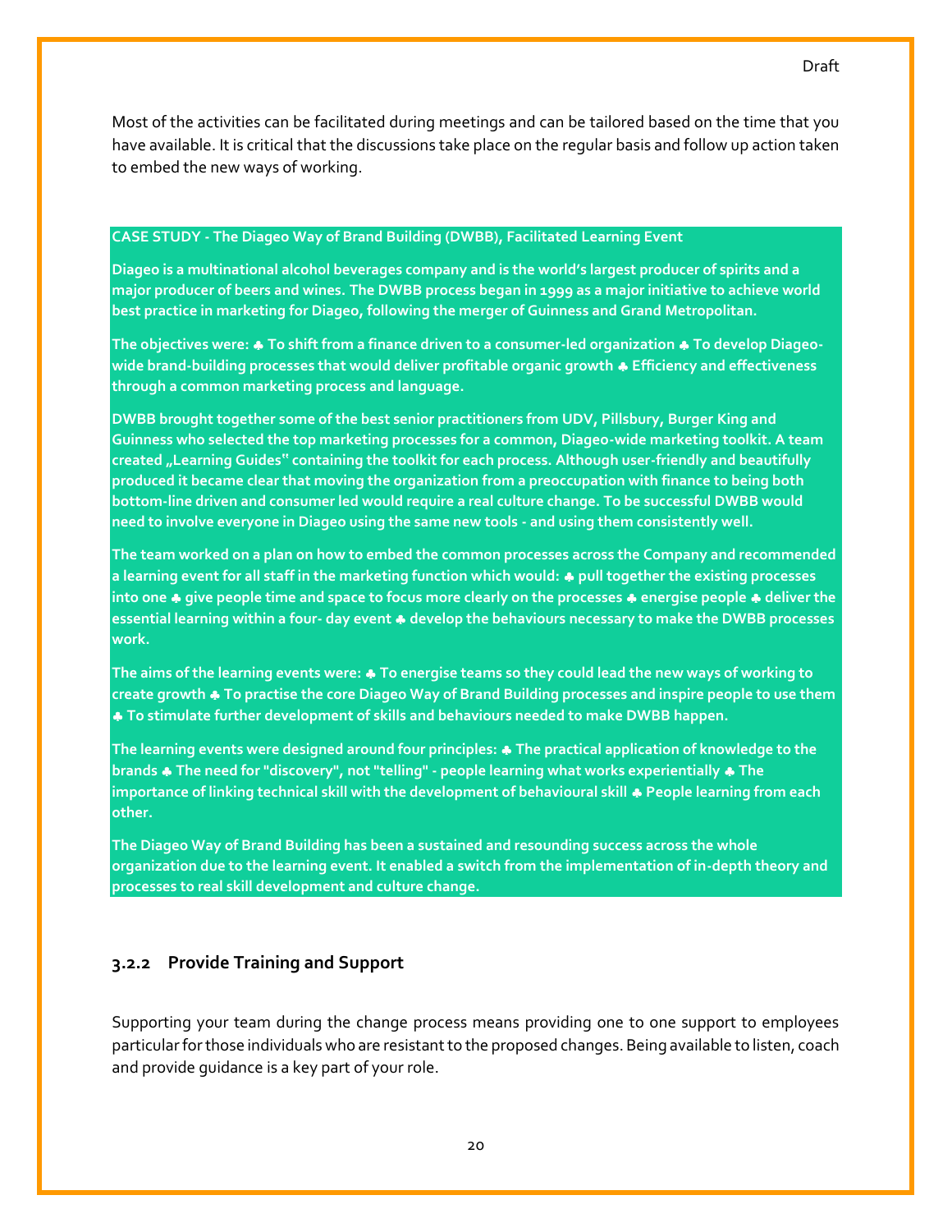Most of the activities can be facilitated during meetings and can be tailored based on the time that you have available. It is critical that the discussions take place on the regular basis and follow up action taken to embed the new ways of working.

**CASE STUDY - The Diageo Way of Brand Building (DWBB), Facilitated Learning Event**

**Diageo is a multinational alcohol beverages company and is the world's largest producer of spirits and a major producer of beers and wines. The DWBB process began in 1999 as a major initiative to achieve world best practice in marketing for Diageo, following the merger of Guinness and Grand Metropolitan.**

**The objectives were: ♣ To shift from a finance driven to a consumer-led organization ♣ To develop Diageo-wide brand-building processes that would deliver profitable organic growth ♣ Efficiency and effectiveness through a common marketing process and language.**

**DWBB brought together some of the best senior practitioners from UDV, Pillsbury, Burger King and Guinness who selected the top marketing processes for a common, Diageo-wide marketing toolkit. A team created „Learning Guides" containing the toolkit for each process. Although user-friendly and beautifully produced it became clear that moving the organization from a preoccupation with finance to being both bottom-line driven and consumer led would require a real culture change. To be successful DWBB would need to involve everyone in Diageo using the same new tools - and using them consistently well.**

**The team worked on a plan on how to embed the common processes across the Company and recommended a learning event for all staff in the marketing function which would: ♣ pull together the existing processes into one ♣ give people time and space to focus more clearly on the processes ♣ energise people ♣ deliver the essential learning within a four- day event ♣ develop the behaviours necessary to make the DWBB processes work.**

**The aims of the learning events were: ♣ To energise teams so they could lead the new ways of working to create growth ♣ To practise the core Diageo Way of Brand Building processes and inspire people to use them ♣ To stimulate further development of skills and behaviours needed to make DWBB happen.**

**The learning events were designed around four principles: ♣ The practical application of knowledge to the brands ♣ The need for "discovery", not "telling" - people learning what works experientially ♣ The importance of linking technical skill with the development of behavioural skill ♣ People learning from each other.**

**The Diageo Way of Brand Building has been a sustained and resounding success across the whole organization due to the learning event. It enabled a switch from the implementation of in-depth theory and processes to real skill development and culture change.**

### 3.2.2 Provide Training and Support

Supporting your team during the change process means providing one to one support to employees particular for those individuals who are resistant to the proposed changes. Being available to listen, coach and provide guidance is a key part of your role.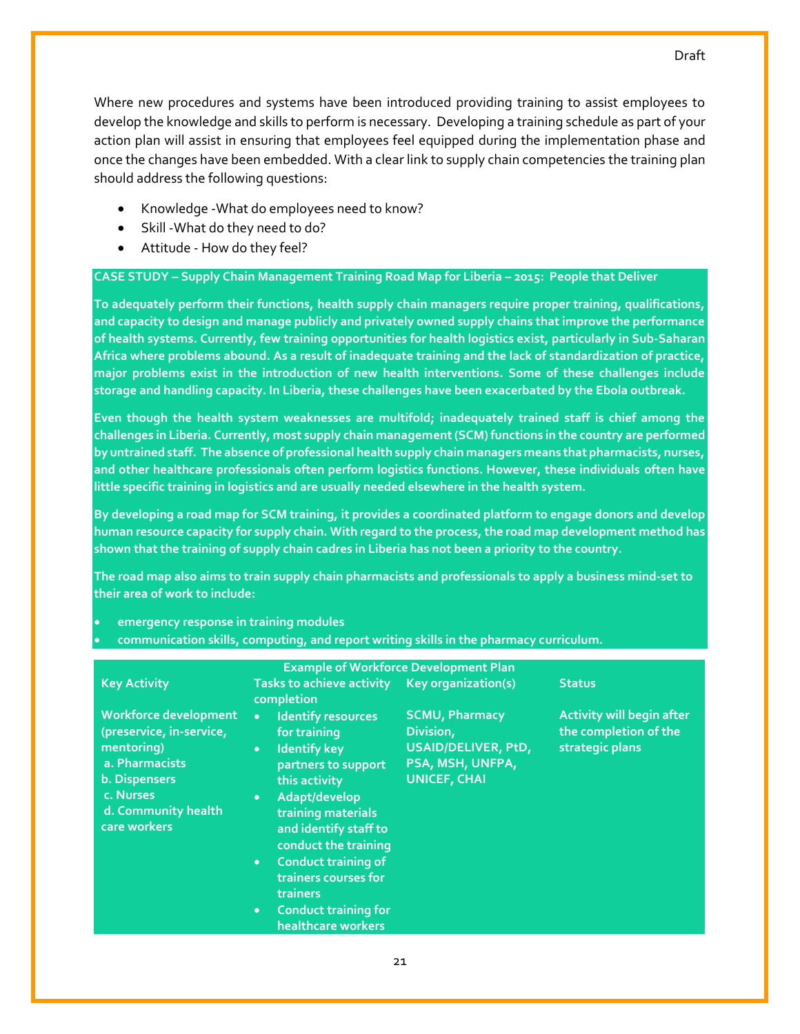Where new procedures and systems have been introduced providing training to assist employees to develop the knowledge and skills to perform is necessary. Developing a training schedule as part of your action plan will assist in ensuring that employees feel equipped during the implementation phase and once the changes have been embedded. With a clear link to supply chain competencies the training plan should address the following questions:

- Knowledge -What do employees need to know?
- Skill -What do they need to do?
- Attitude - How do they feel?

**CASE STUDY – Supply Chain Management Training Road Map for Liberia – 2015: People that Deliver**

**To adequately perform their functions, health supply chain managers require proper training, qualifications, and capacity to design and manage publicly and privately owned supply chains that improve the performance of health systems. Currently, few training opportunities for health logistics exist, particularly in Sub-Saharan Africa where problems abound. As a result of inadequate training and the lack of standardization of practice, major problems exist in the introduction of new health interventions. Some of these challenges include storage and handling capacity. In Liberia, these challenges have been exacerbated by the Ebola outbreak.**

**Even though the health system weaknesses are multifold; inadequately trained staff is chief among the challenges in Liberia. Currently, most supply chain management (SCM) functions in the country are performed by untrained staff. The absence of professional health supply chain managers means that pharmacists, nurses, and other healthcare professionals often perform logistics functions. However, these individuals often have little specific training in logistics and are usually needed elsewhere in the health system.**

**By developing a road map for SCM training, it provides a coordinated platform to engage donors and develop human resource capacity for supply chain. With regard to the process, the road map development method has shown that the training of supply chain cadres in Liberia has not been a priority to the country.**

**The road map also aims to train supply chain pharmacists and professionals to apply a business mind-set to their area of work to include:**

- **emergency response in training modules**
- **communication skills, computing, and report writing skills in the pharmacy curriculum.**

**Example of Workforce Development Plan**

| Key Activity | Tasks to achieve activity completion | Key organization(s) | Status |
|---|---|---|---|
| Workforce development (preservice, in-service, mentoring)<br>a. Pharmacists<br>b. Dispensers<br>c. Nurses<br>d. Community health care workers | • Identify resources for training<br>• Identify key partners to support this activity<br>• Adapt/develop training materials and identify staff to conduct the training<br>• Conduct training of trainers courses for trainers<br>• Conduct training for healthcare workers | SCMU, Pharmacy Division, USAID/DELIVER, PtD, PSA, MSH, UNFPA, UNICEF, CHAI | Activity will begin after the completion of the strategic plans |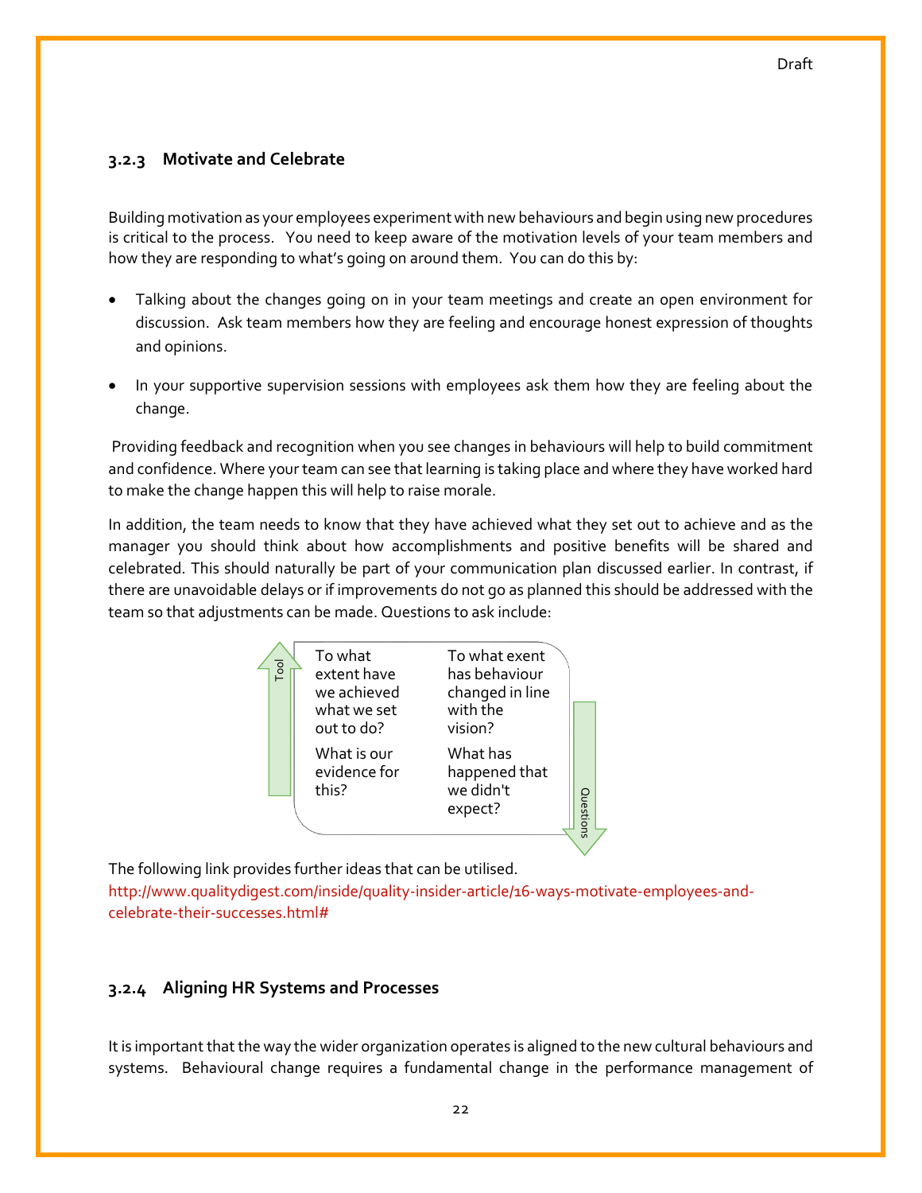### 3.2.3 Motivate and Celebrate

Building motivation as your employees experiment with new behaviours and begin using new procedures is critical to the process. You need to keep aware of the motivation levels of your team members and how they are responding to what's going on around them. You can do this by:

- Talking about the changes going on in your team meetings and create an open environment for discussion. Ask team members how they are feeling and encourage honest expression of thoughts and opinions.

- In your supportive supervision sessions with employees ask them how they are feeling about the change.

Providing feedback and recognition when you see changes in behaviours will help to build commitment and confidence. Where your team can see that learning is taking place and where they have worked hard to make the change happen this will help to raise morale.

In addition, the team needs to know that they have achieved what they set out to achieve and as the manager you should think about how accomplishments and positive benefits will be shared and celebrated. This should naturally be part of your communication plan discussed earlier. In contrast, if there are unavoidable delays or if improvements do not go as planned this should be addressed with the team so that adjustments can be made. Questions to ask include:

Tool

- To what extent have we achieved what we set out to do?
- To what exent has behaviour changed in line with the vision?
- What is our evidence for this?
- What has happened that we didn't expect?

Questions

The following link provides further ideas that can be utilised.
http://www.qualitydigest.com/inside/quality-insider-article/16-ways-motivate-employees-and-celebrate-their-successes.html#

### 3.2.4 Aligning HR Systems and Processes

It is important that the way the wider organization operates is aligned to the new cultural behaviours and systems. Behavioural change requires a fundamental change in the performance management of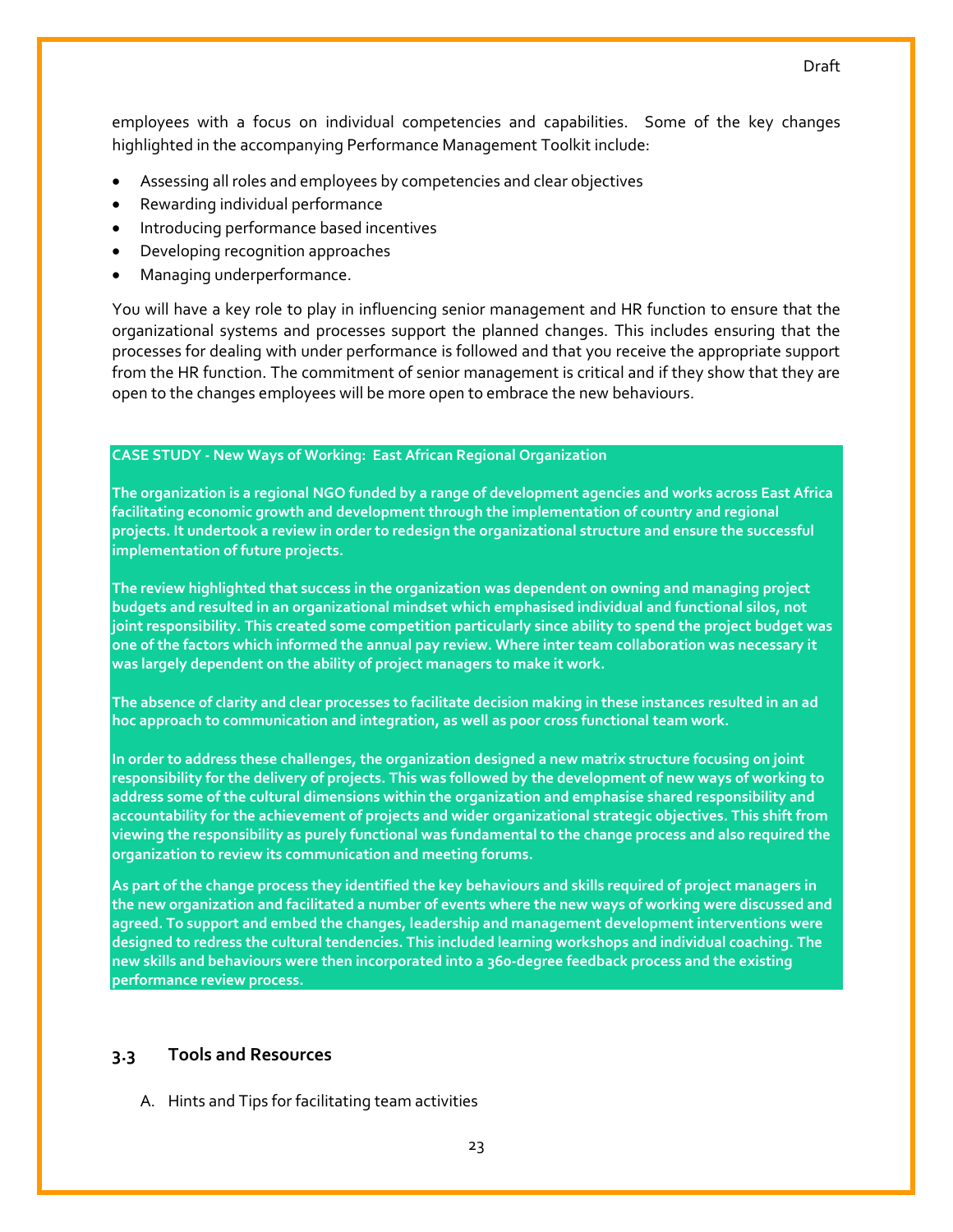employees with a focus on individual competencies and capabilities. Some of the key changes highlighted in the accompanying Performance Management Toolkit include:

- Assessing all roles and employees by competencies and clear objectives
- Rewarding individual performance
- Introducing performance based incentives
- Developing recognition approaches
- Managing underperformance.

You will have a key role to play in influencing senior management and HR function to ensure that the organizational systems and processes support the planned changes. This includes ensuring that the processes for dealing with under performance is followed and that you receive the appropriate support from the HR function. The commitment of senior management is critical and if they show that they are open to the changes employees will be more open to embrace the new behaviours.

**CASE STUDY - New Ways of Working: East African Regional Organization**

**The organization is a regional NGO funded by a range of development agencies and works across East Africa facilitating economic growth and development through the implementation of country and regional projects. It undertook a review in order to redesign the organizational structure and ensure the successful implementation of future projects.**

**The review highlighted that success in the organization was dependent on owning and managing project budgets and resulted in an organizational mindset which emphasised individual and functional silos, not joint responsibility. This created some competition particularly since ability to spend the project budget was one of the factors which informed the annual pay review. Where inter team collaboration was necessary it was largely dependent on the ability of project managers to make it work.**

**The absence of clarity and clear processes to facilitate decision making in these instances resulted in an ad hoc approach to communication and integration, as well as poor cross functional team work.**

**In order to address these challenges, the organization designed a new matrix structure focusing on joint responsibility for the delivery of projects. This was followed by the development of new ways of working to address some of the cultural dimensions within the organization and emphasise shared responsibility and accountability for the achievement of projects and wider organizational strategic objectives. This shift from viewing the responsibility as purely functional was fundamental to the change process and also required the organization to review its communication and meeting forums.**

**As part of the change process they identified the key behaviours and skills required of project managers in the new organization and facilitated a number of events where the new ways of working were discussed and agreed. To support and embed the changes, leadership and management development interventions were designed to redress the cultural tendencies. This included learning workshops and individual coaching. The new skills and behaviours were then incorporated into a 360-degree feedback process and the existing performance review process.**

## 3.3 Tools and Resources

A. Hints and Tips for facilitating team activities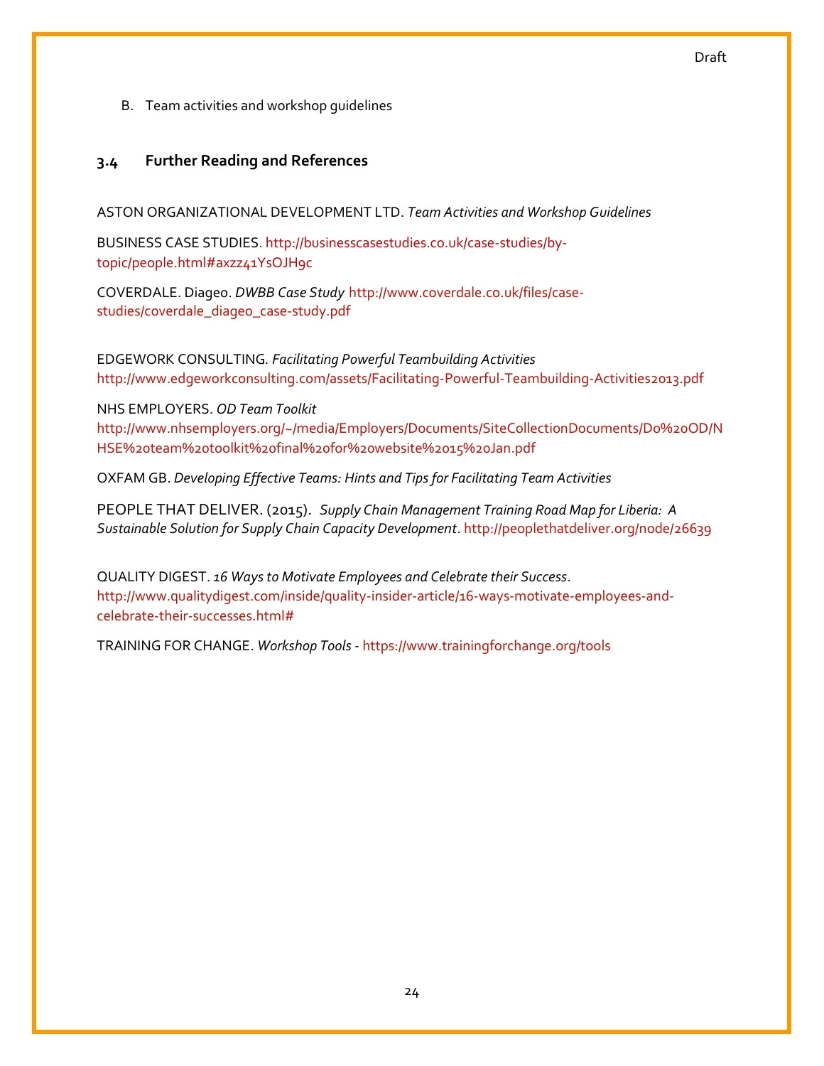B. Team activities and workshop guidelines

## 3.4 Further Reading and References

ASTON ORGANIZATIONAL DEVELOPMENT LTD. *Team Activities and Workshop Guidelines*

BUSINESS CASE STUDIES. http://businesscasestudies.co.uk/case-studies/by-topic/people.html#axzz41YsOJH9c

COVERDALE. Diageo. *DWBB Case Study* http://www.coverdale.co.uk/files/case-studies/coverdale_diageo_case-study.pdf

EDGEWORK CONSULTING. *Facilitating Powerful Teambuilding Activities* http://www.edgeworkconsulting.com/assets/Facilitating-Powerful-Teambuilding-Activities2013.pdf

NHS EMPLOYERS. *OD Team Toolkit* http://www.nhsemployers.org/~/media/Employers/Documents/SiteCollectionDocuments/Do%20OD/NHSE%20team%20toolkit%20final%20for%20website%2015%20Jan.pdf

OXFAM GB. *Developing Effective Teams: Hints and Tips for Facilitating Team Activities*

PEOPLE THAT DELIVER. (2015). *Supply Chain Management Training Road Map for Liberia: A Sustainable Solution for Supply Chain Capacity Development*. http://peoplethatdeliver.org/node/26639

QUALITY DIGEST. *16 Ways to Motivate Employees and Celebrate their Success*. http://www.qualitydigest.com/inside/quality-insider-article/16-ways-motivate-employees-and-celebrate-their-successes.html#

TRAINING FOR CHANGE. *Workshop Tools* - https://www.trainingforchange.org/tools